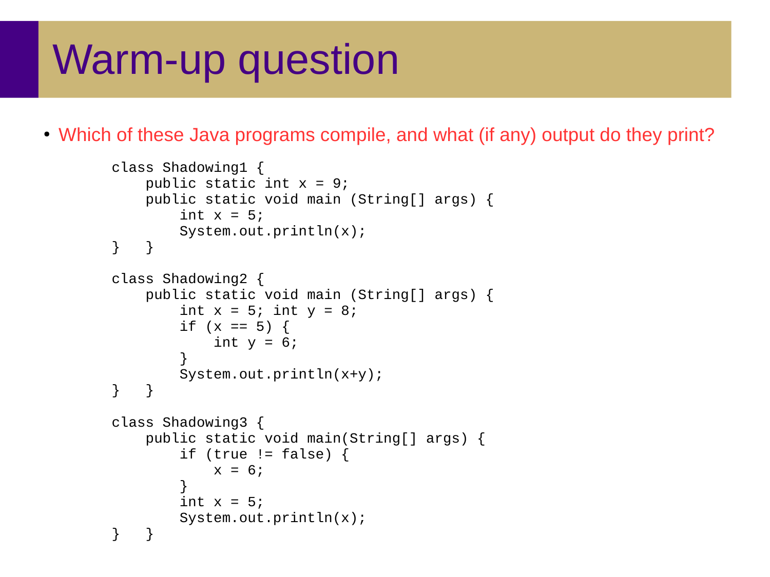# Warm-up question

- Which of these Java programs compile, and what (if any) output do they print?

```
class Shadowing1 {
    public static int x = 9;
    public static void main (String[] args) {
        int x = 5;
        System.out.println(x);
}   }

class Shadowing2 {
    public static void main (String[] args) {
        int x = 5; int y = 8;
        if (x == 5) {
            int y = 6;
        }
        System.out.println(x+y);
}   }

class Shadowing3 {
    public static void main(String[] args) {
        if (true != false) {
            x = 6;
        }
        int x = 5;
        System.out.println(x);
}   }
```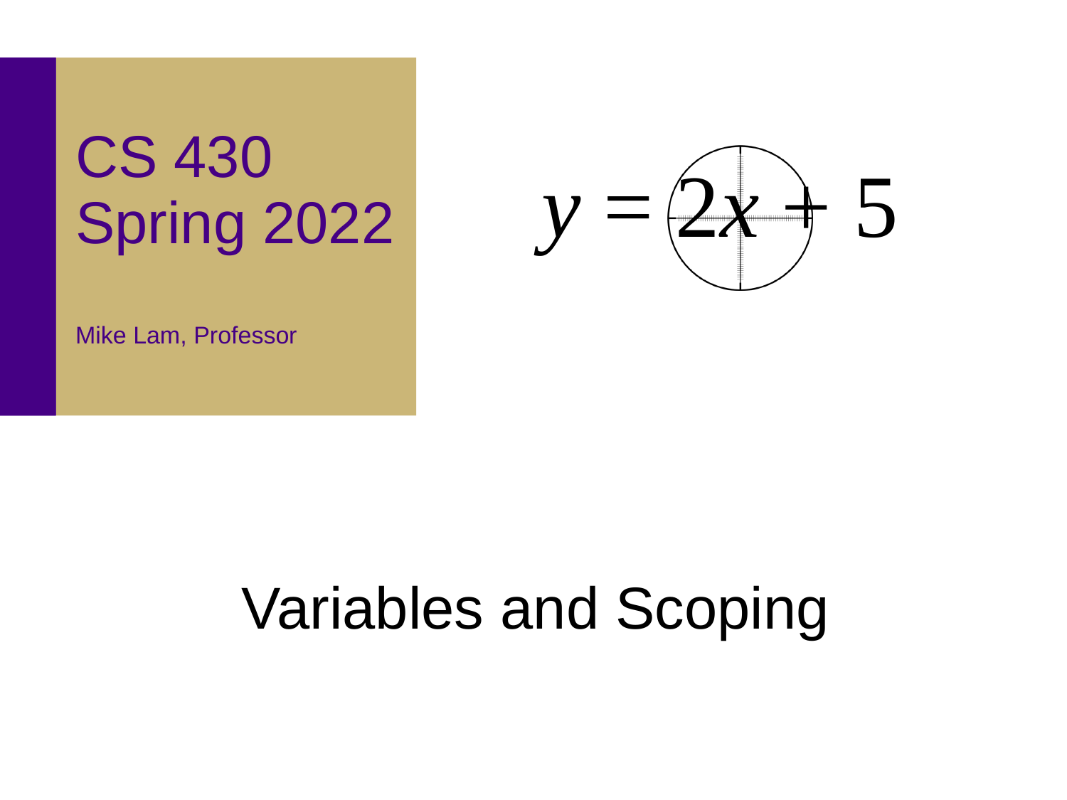# CS 430 Spring 2022

Mike Lam, Professor

$$y = 2x + 5$$

# Variables and Scoping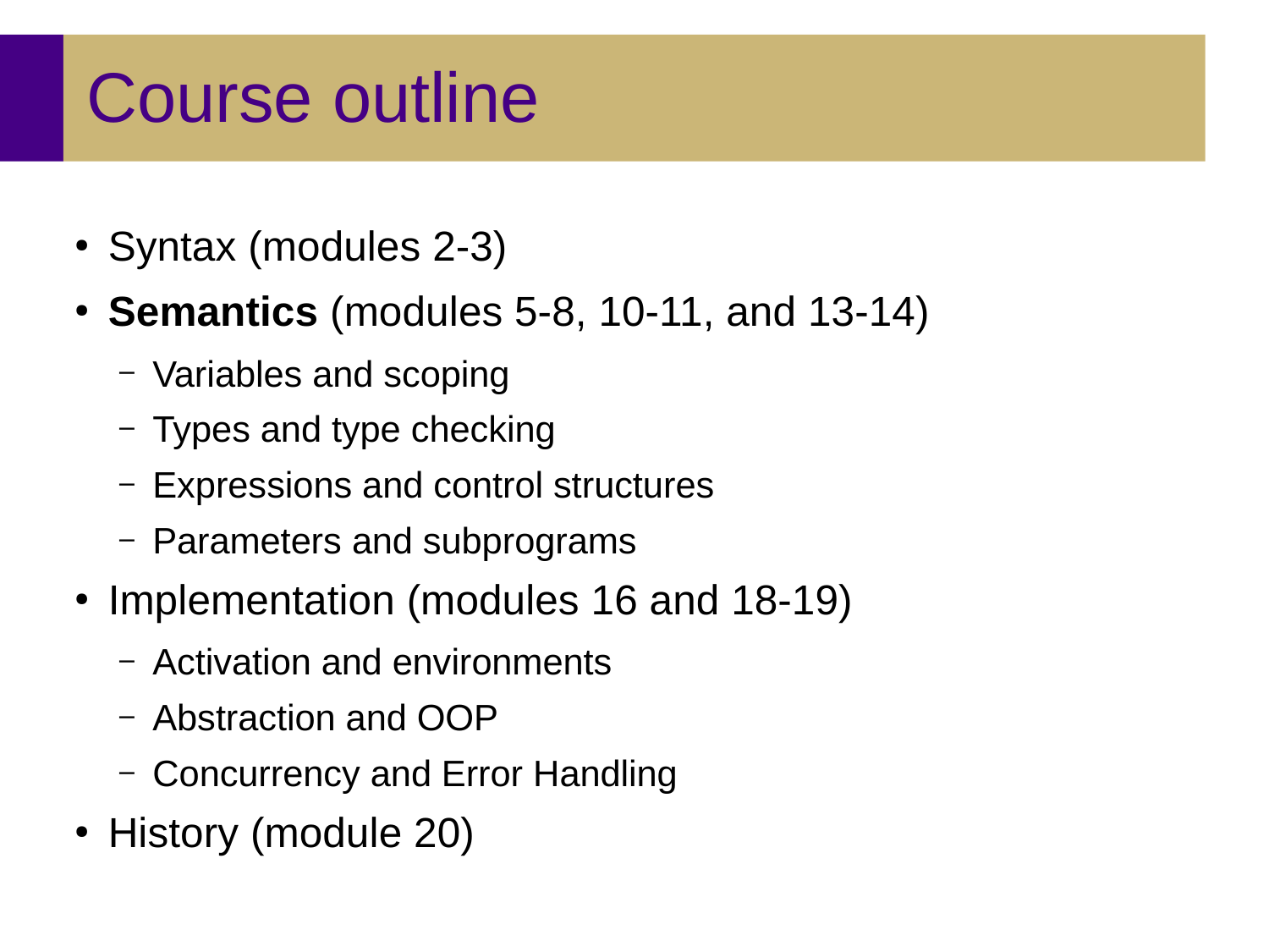# Course outline

- Syntax (modules 2-3)
- **Semantics** (modules 5-8, 10-11, and 13-14)
  - Variables and scoping
  - Types and type checking
  - Expressions and control structures
  - Parameters and subprograms
- Implementation (modules 16 and 18-19)
  - Activation and environments
  - Abstraction and OOP
  - Concurrency and Error Handling
- History (module 20)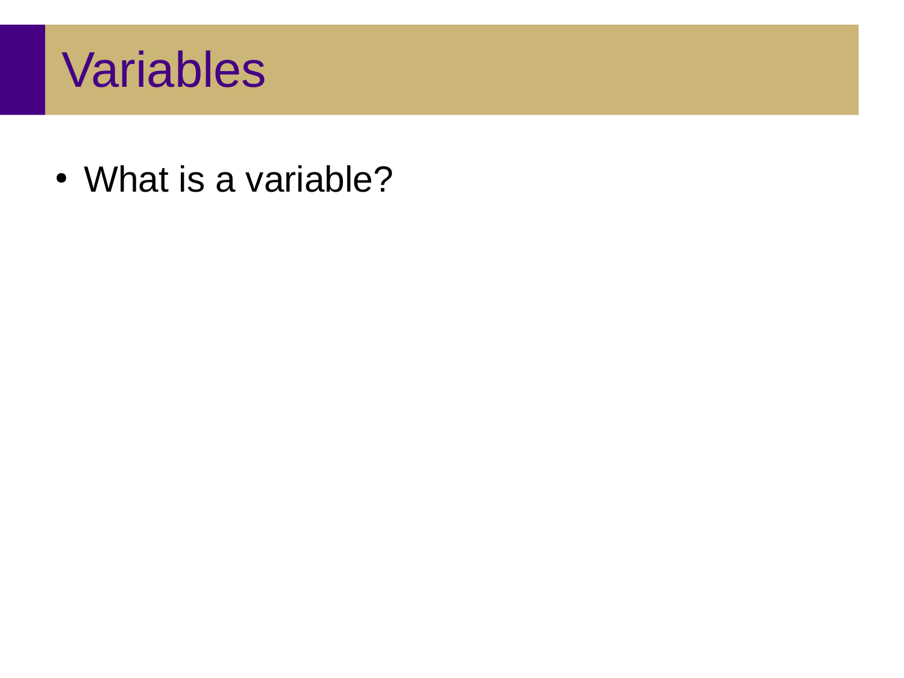# Variables

- What is a variable?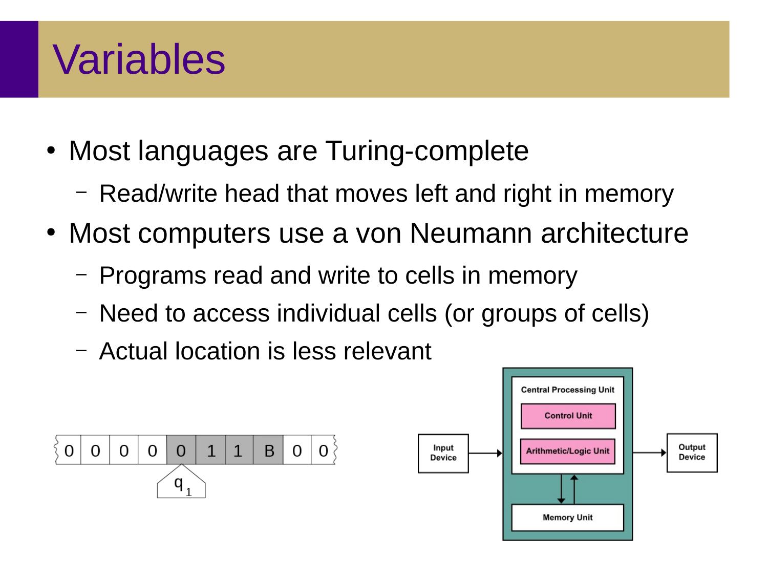# Variables

- Most languages are Turing-complete
  - Read/write head that moves left and right in memory
- Most computers use a von Neumann architecture
  - Programs read and write to cells in memory
  - Need to access individual cells (or groups of cells)
  - Actual location is less relevant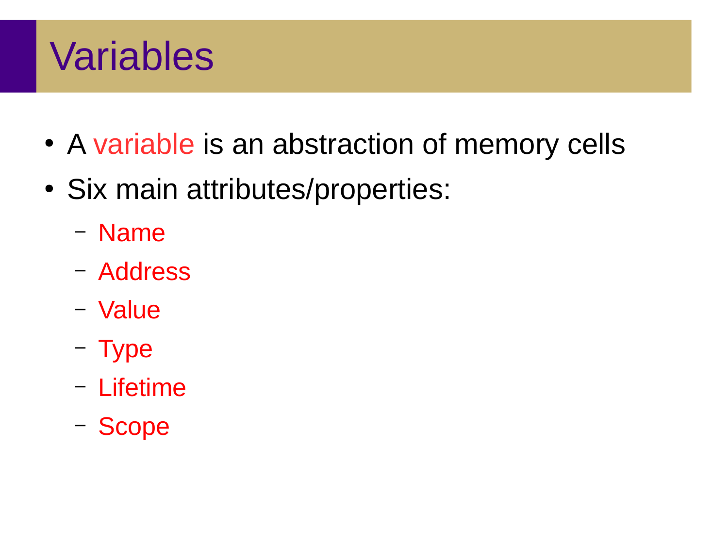# Variables

- A variable is an abstraction of memory cells
- Six main attributes/properties:
  - Name
  - Address
  - Value
  - Type
  - Lifetime
  - Scope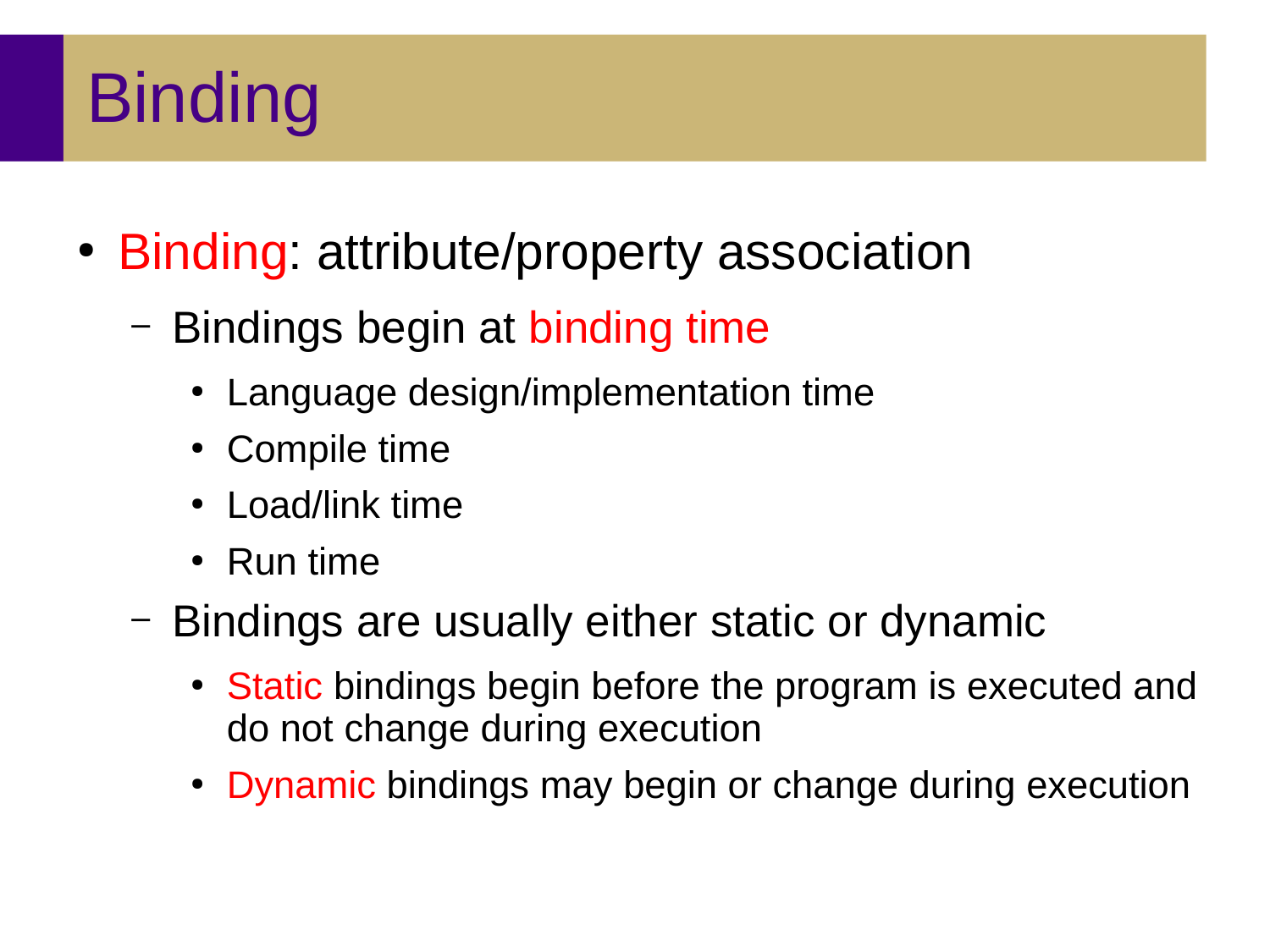# Binding

- Binding: attribute/property association
  - Bindings begin at binding time
    - Language design/implementation time
    - Compile time
    - Load/link time
    - Run time
  - Bindings are usually either static or dynamic
    - Static bindings begin before the program is executed and do not change during execution
    - Dynamic bindings may begin or change during execution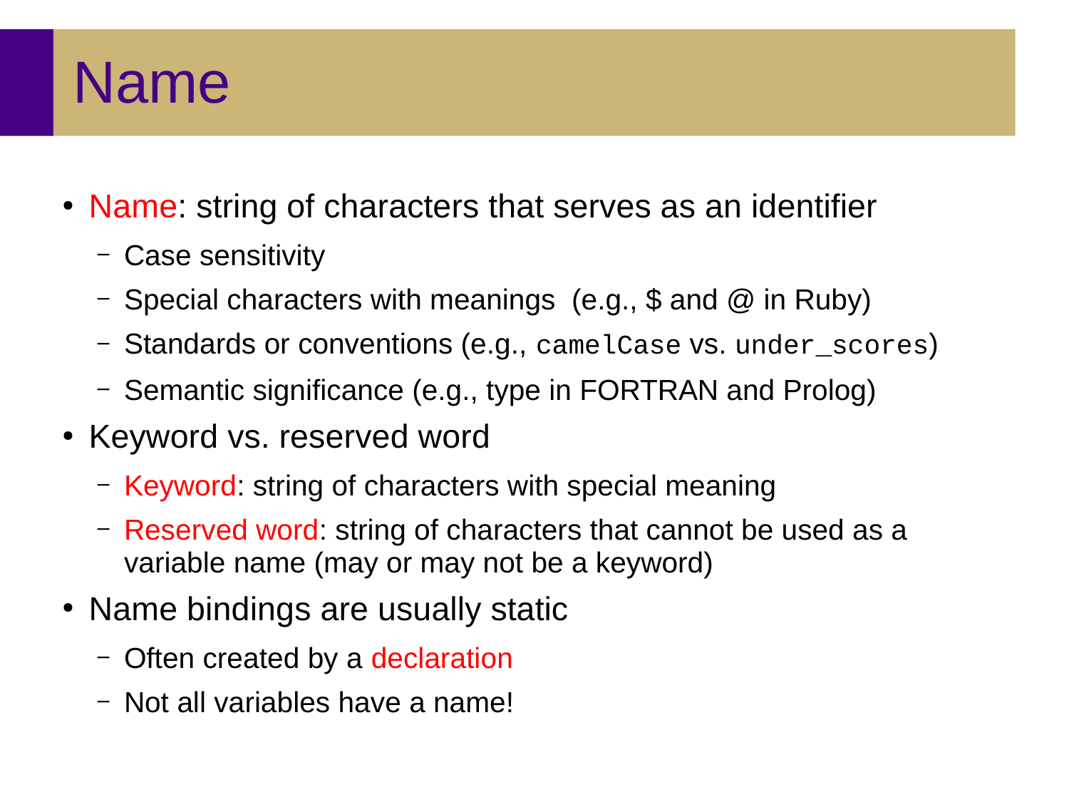# Name

- Name: string of characters that serves as an identifier
  - Case sensitivity
  - Special characters with meanings (e.g., $ and @ in Ruby)
  - Standards or conventions (e.g., `camelCase` vs. `under_scores`)
  - Semantic significance (e.g., type in FORTRAN and Prolog)
- Keyword vs. reserved word
  - Keyword: string of characters with special meaning
  - Reserved word: string of characters that cannot be used as a variable name (may or may not be a keyword)
- Name bindings are usually static
  - Often created by a declaration
  - Not all variables have a name!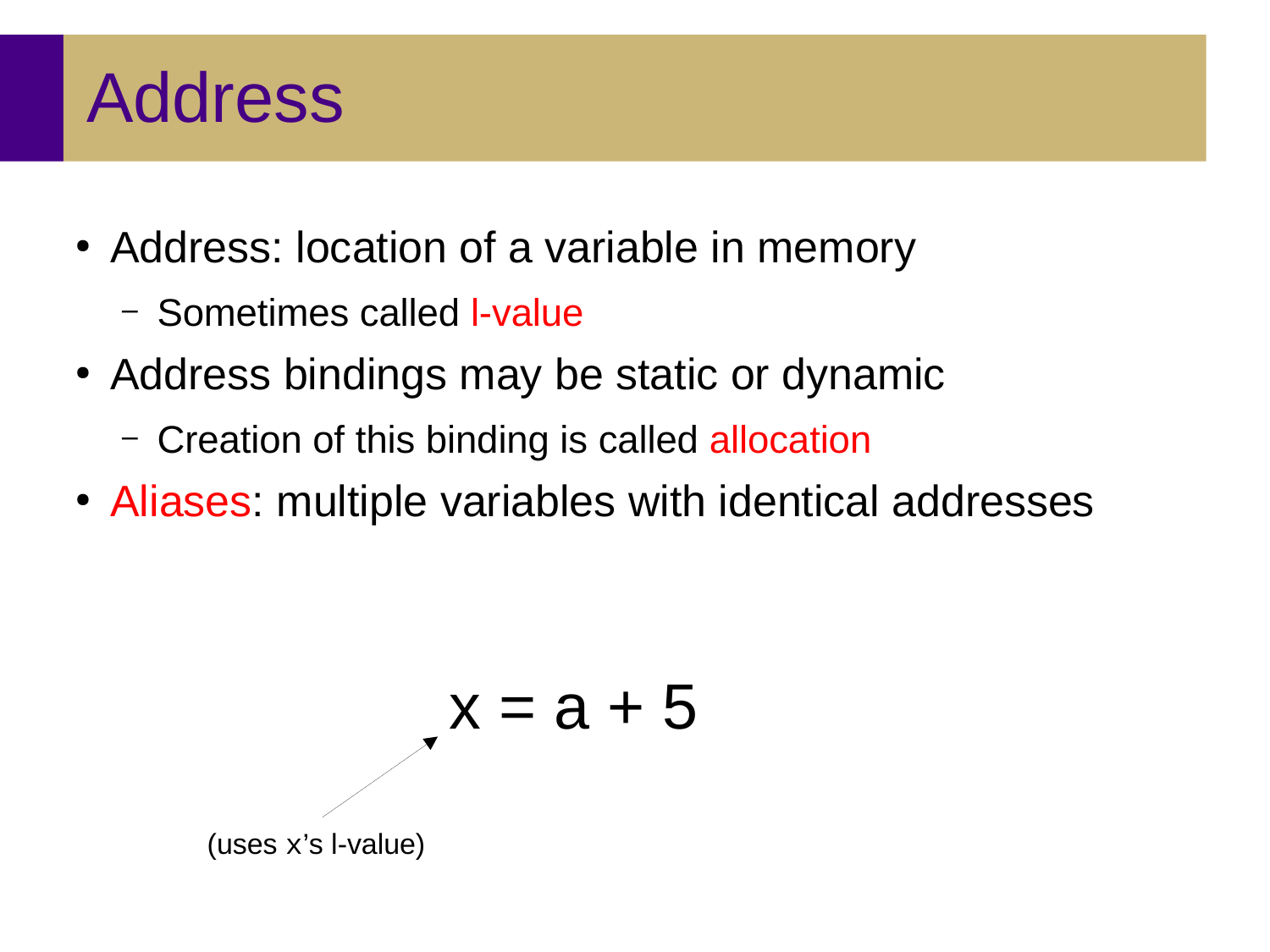# Address

- Address: location of a variable in memory
  - Sometimes called l-value
- Address bindings may be static or dynamic
  - Creation of this binding is called allocation
- Aliases: multiple variables with identical addresses

$$x = a + 5$$

(uses x's l-value)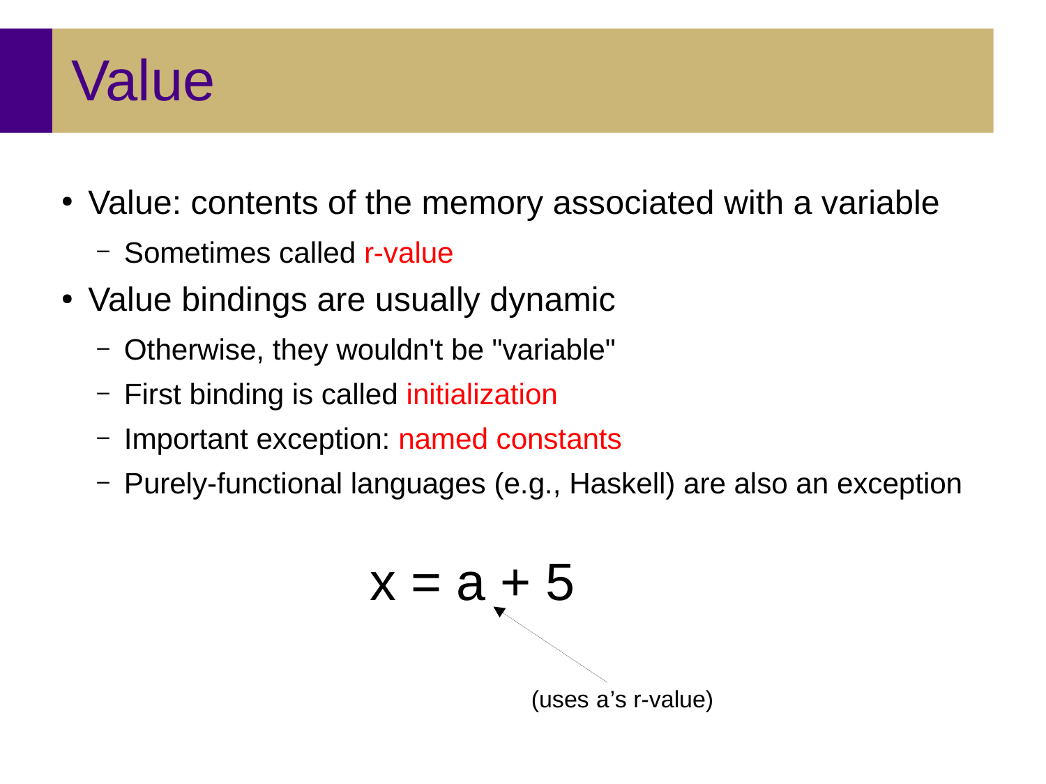# Value

- Value: contents of the memory associated with a variable
  - Sometimes called r-value
- Value bindings are usually dynamic
  - Otherwise, they wouldn't be "variable"
  - First binding is called initialization
  - Important exception: named constants
  - Purely-functional languages (e.g., Haskell) are also an exception

```
x = a + 5
```

(uses a's r-value)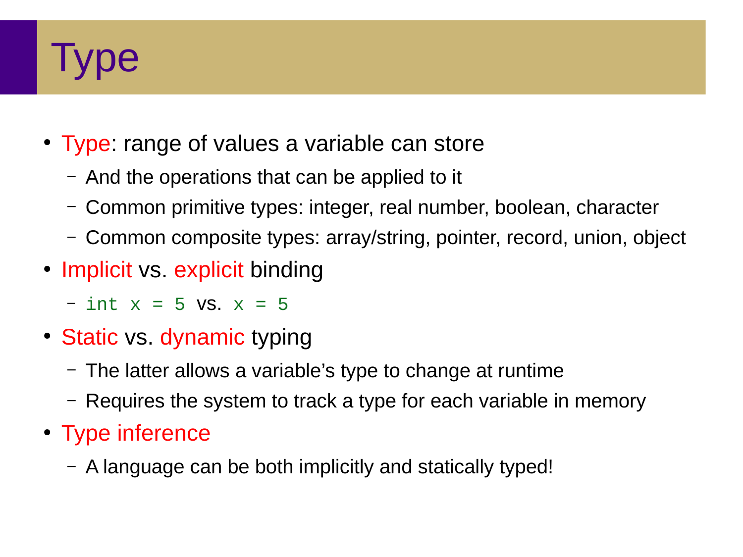# Type

- Type: range of values a variable can store
  - And the operations that can be applied to it
  - Common primitive types: integer, real number, boolean, character
  - Common composite types: array/string, pointer, record, union, object
- Implicit vs. explicit binding
  - `int x = 5` vs. `x = 5`
- Static vs. dynamic typing
  - The latter allows a variable's type to change at runtime
  - Requires the system to track a type for each variable in memory
- Type inference
  - A language can be both implicitly and statically typed!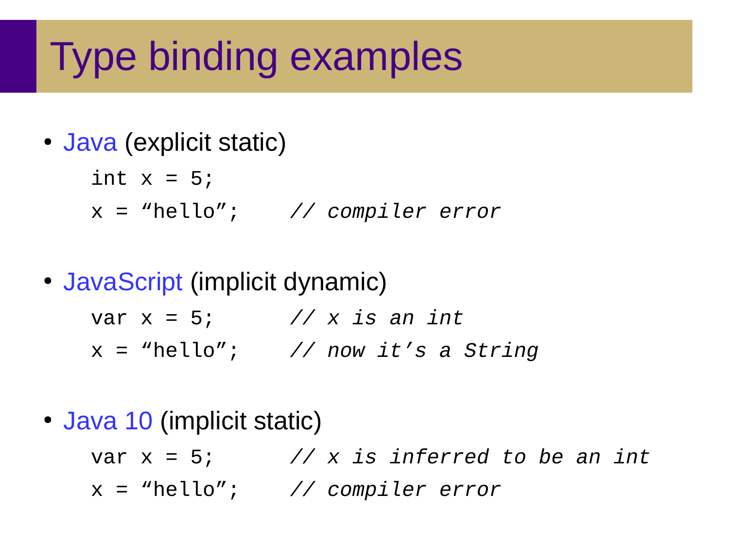# Type binding examples

- Java (explicit static)

```
int x = 5;
x = “hello”;    // compiler error
```

- JavaScript (implicit dynamic)

```
var x = 5;      // x is an int
x = “hello”;    // now it’s a String
```

- Java 10 (implicit static)

```
var x = 5;      // x is inferred to be an int
x = “hello”;    // compiler error
```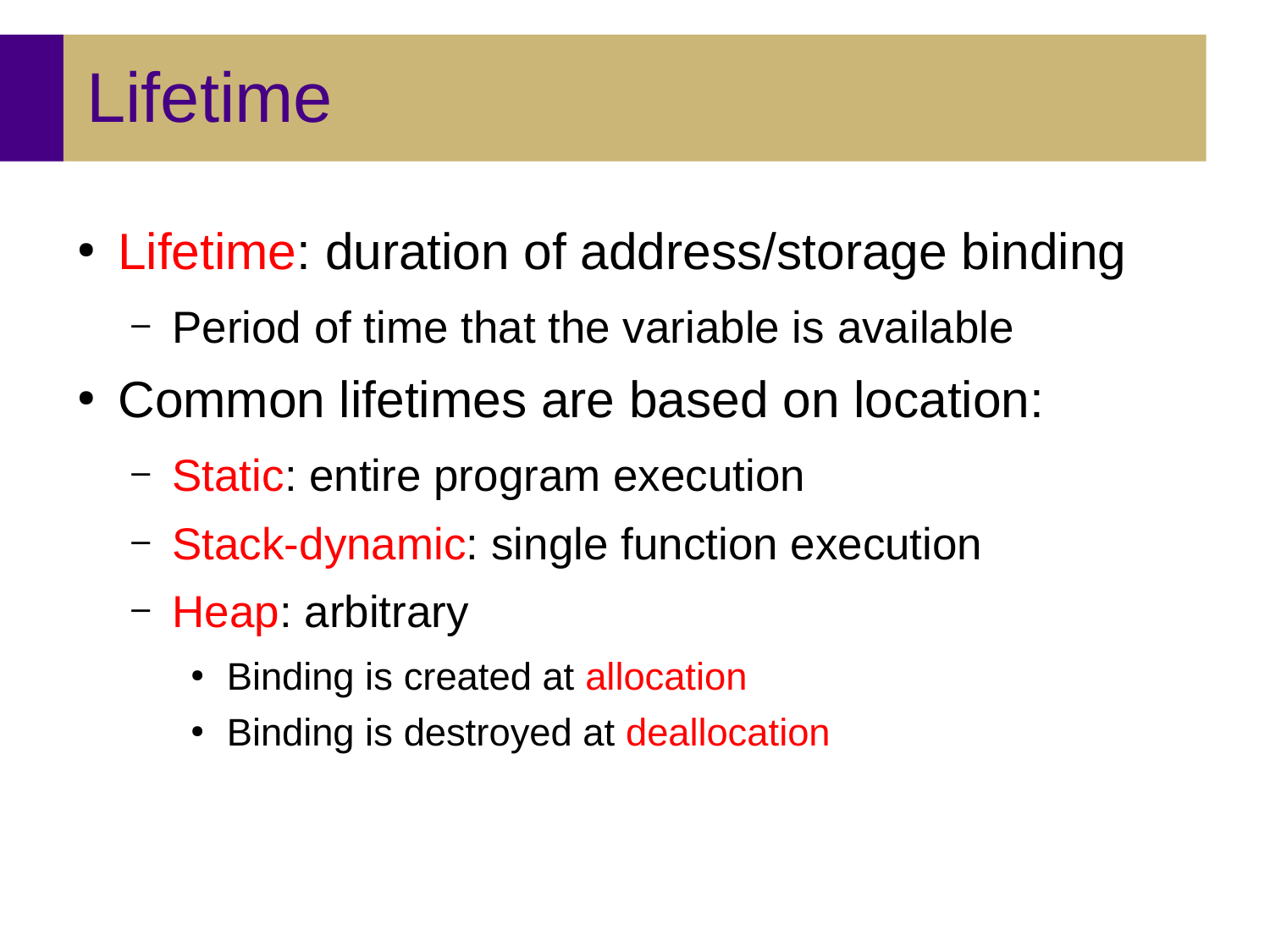# Lifetime

- Lifetime: duration of address/storage binding
  - Period of time that the variable is available
- Common lifetimes are based on location:
  - Static: entire program execution
  - Stack-dynamic: single function execution
  - Heap: arbitrary
    - Binding is created at allocation
    - Binding is destroyed at deallocation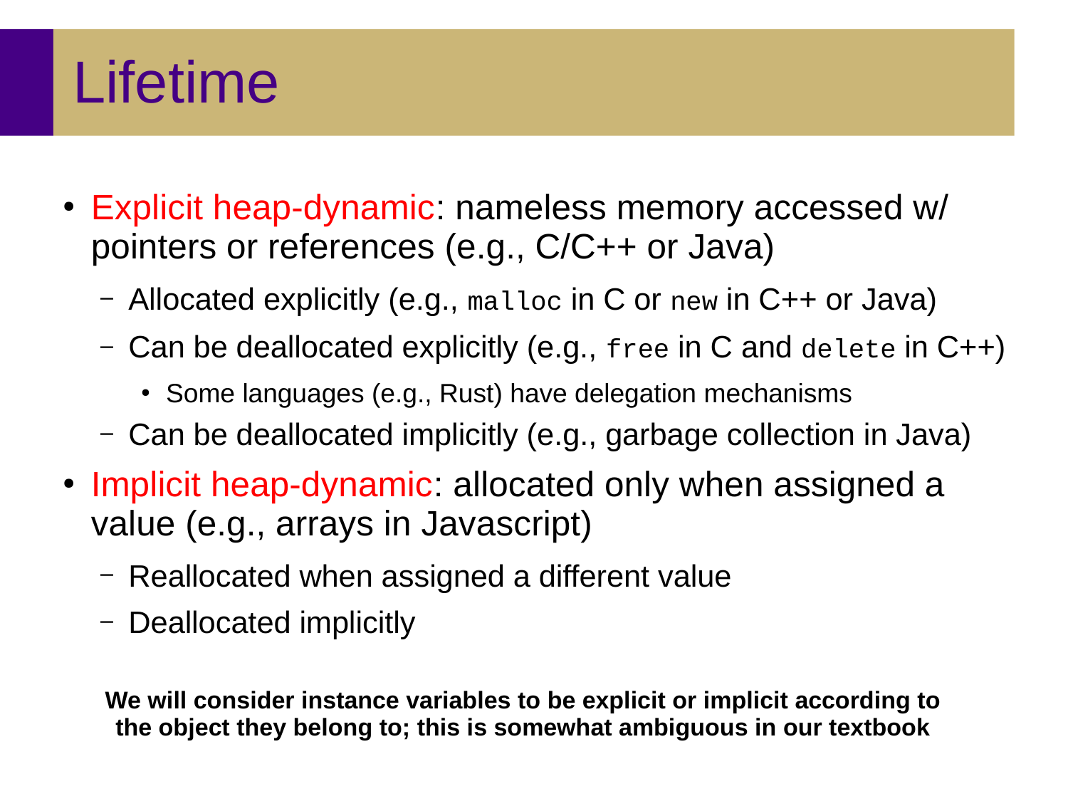# Lifetime

- Explicit heap-dynamic: nameless memory accessed w/ pointers or references (e.g., C/C++ or Java)
  - Allocated explicitly (e.g., `malloc` in C or `new` in C++ or Java)
  - Can be deallocated explicitly (e.g., `free` in C and `delete` in C++)
    - Some languages (e.g., Rust) have delegation mechanisms
  - Can be deallocated implicitly (e.g., garbage collection in Java)
- Implicit heap-dynamic: allocated only when assigned a value (e.g., arrays in Javascript)
  - Reallocated when assigned a different value
  - Deallocated implicitly

**We will consider instance variables to be explicit or implicit according to the object they belong to; this is somewhat ambiguous in our textbook**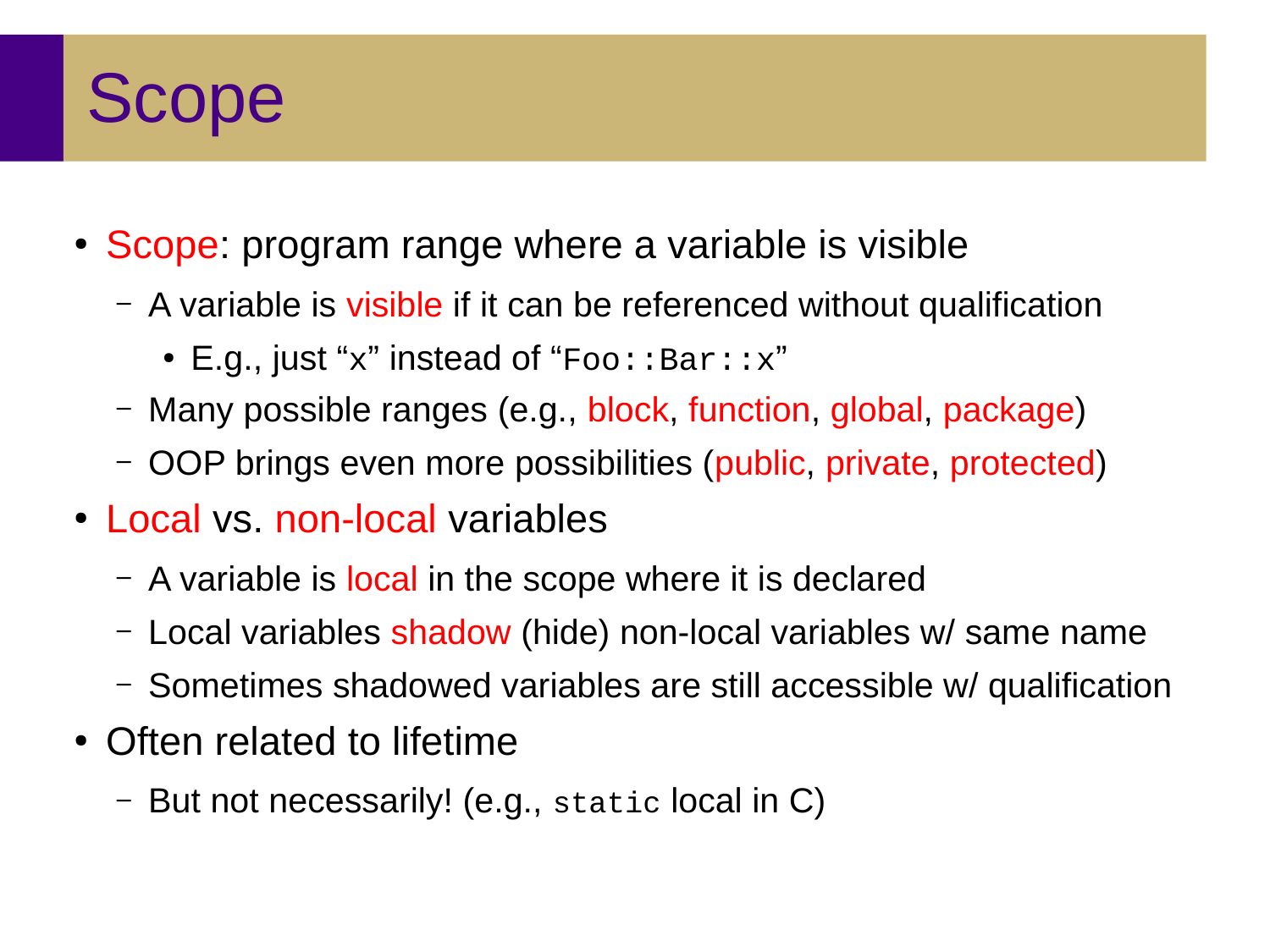# Scope

- Scope: program range where a variable is visible
  - A variable is visible if it can be referenced without qualification
    - E.g., just "`x`" instead of "`Foo::Bar::x`"
  - Many possible ranges (e.g., block, function, global, package)
  - OOP brings even more possibilities (public, private, protected)
- Local vs. non-local variables
  - A variable is local in the scope where it is declared
  - Local variables shadow (hide) non-local variables w/ same name
  - Sometimes shadowed variables are still accessible w/ qualification
- Often related to lifetime
  - But not necessarily! (e.g., `static` local in C)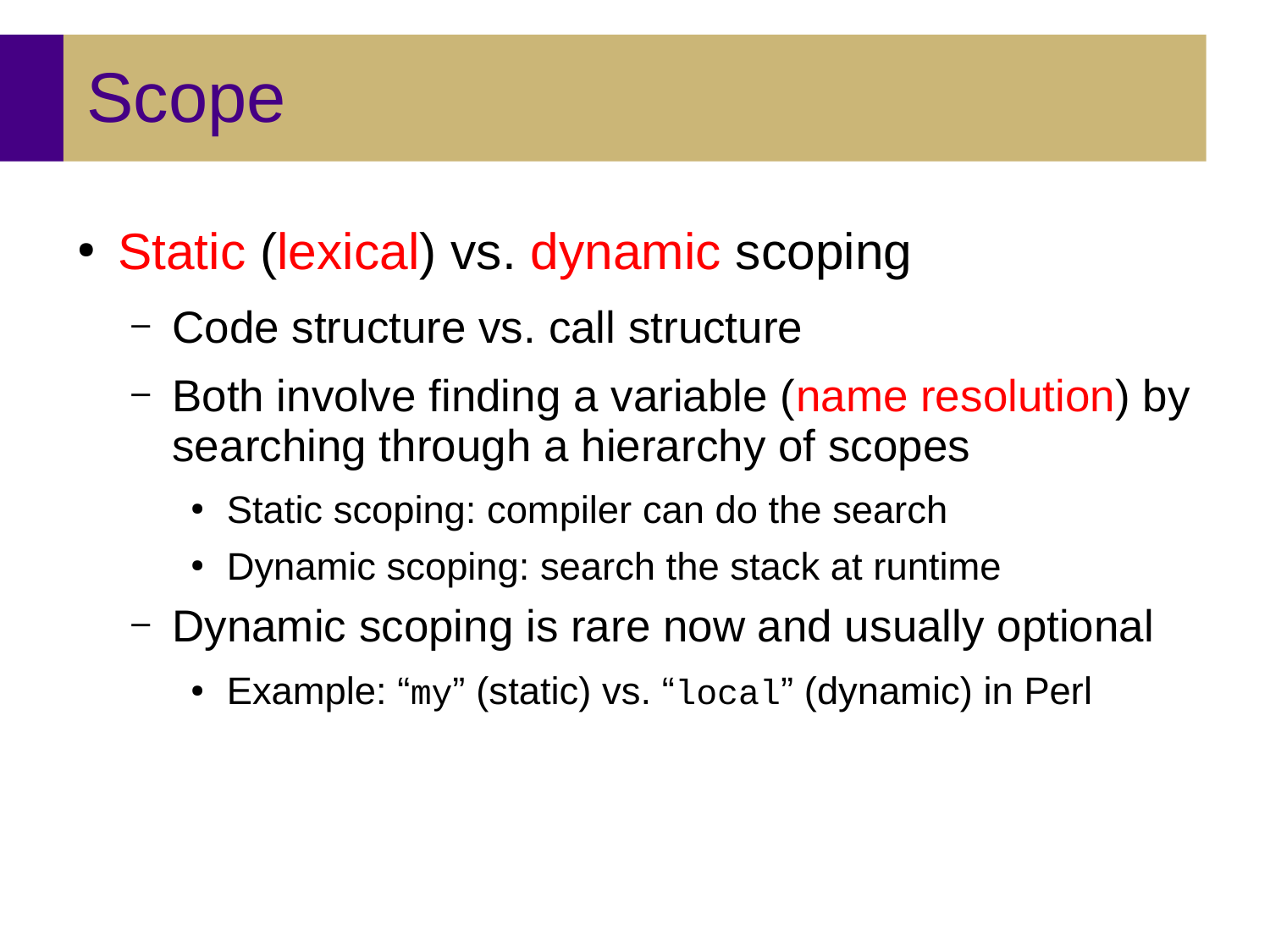# Scope

- Static (lexical) vs. dynamic scoping
  - Code structure vs. call structure
  - Both involve finding a variable (name resolution) by searching through a hierarchy of scopes
    - Static scoping: compiler can do the search
    - Dynamic scoping: search the stack at runtime
  - Dynamic scoping is rare now and usually optional
    - Example: "`my`" (static) vs. "`local`" (dynamic) in Perl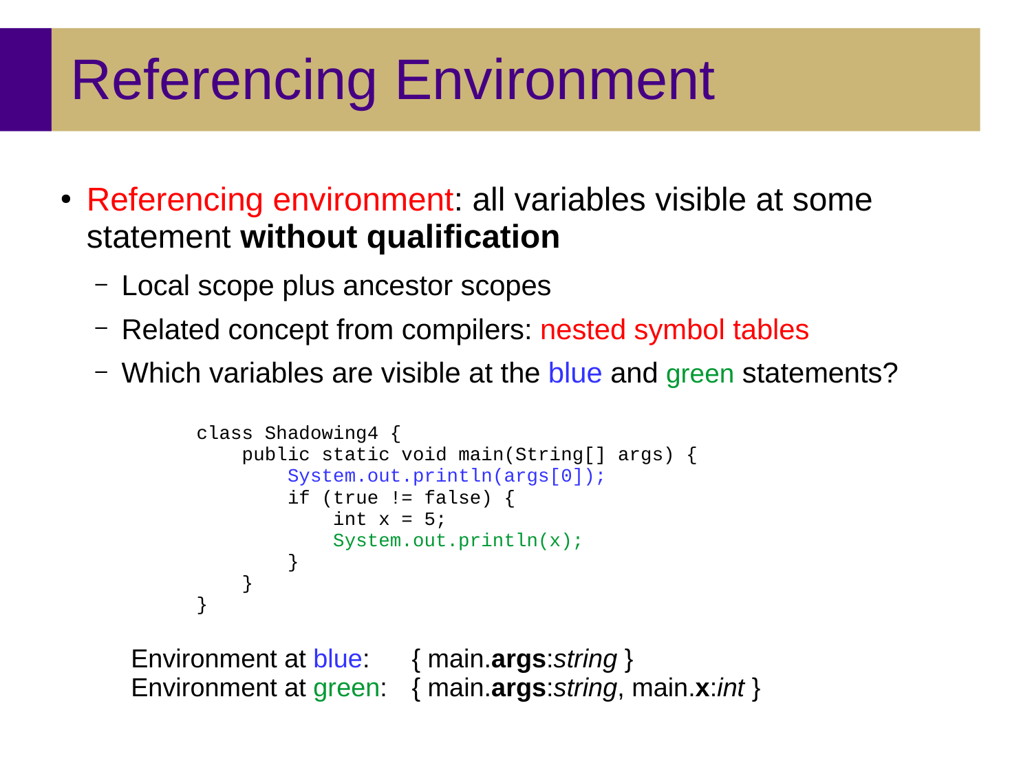# Referencing Environment

- Referencing environment: all variables visible at some statement **without qualification**
  - Local scope plus ancestor scopes
  - Related concept from compilers: nested symbol tables
  - Which variables are visible at the blue and green statements?

```
class Shadowing4 {
    public static void main(String[] args) {
        System.out.println(args[0]);
        if (true != false) {
            int x = 5;
            System.out.println(x);
        }
    }
}
```

Environment at blue: { main.**args**:*string* }
Environment at green: { main.**args**:*string*, main.**x**:*int* }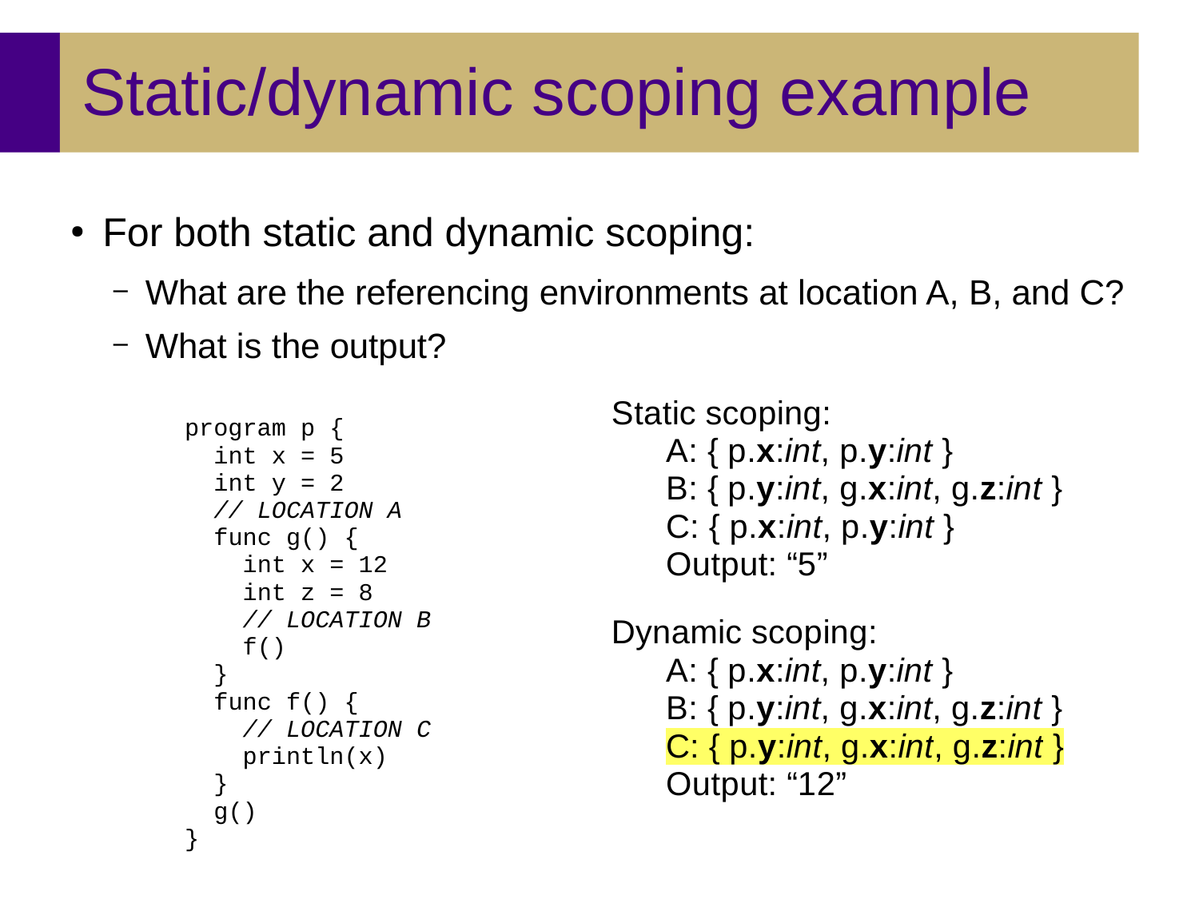# Static/dynamic scoping example

- For both static and dynamic scoping:
  - What are the referencing environments at location A, B, and C?
  - What is the output?

```
program p {
  int x = 5
  int y = 2
  // LOCATION A
  func g() {
    int x = 12
    int z = 8
    // LOCATION B
    f()
  }
  func f() {
    // LOCATION C
    println(x)
  }
  g()
}
```

Static scoping:

A: { p.**x**:*int*, p.**y**:*int* }
B: { p.**y**:*int*, g.**x**:*int*, g.**z**:*int* }
C: { p.**x**:*int*, p.**y**:*int* }
Output: “5”

Dynamic scoping:

A: { p.**x**:*int*, p.**y**:*int* }
B: { p.**y**:*int*, g.**x**:*int*, g.**z**:*int* }
C: { p.**y**:*int*, g.**x**:*int*, g.**z**:*int* }
Output: “12”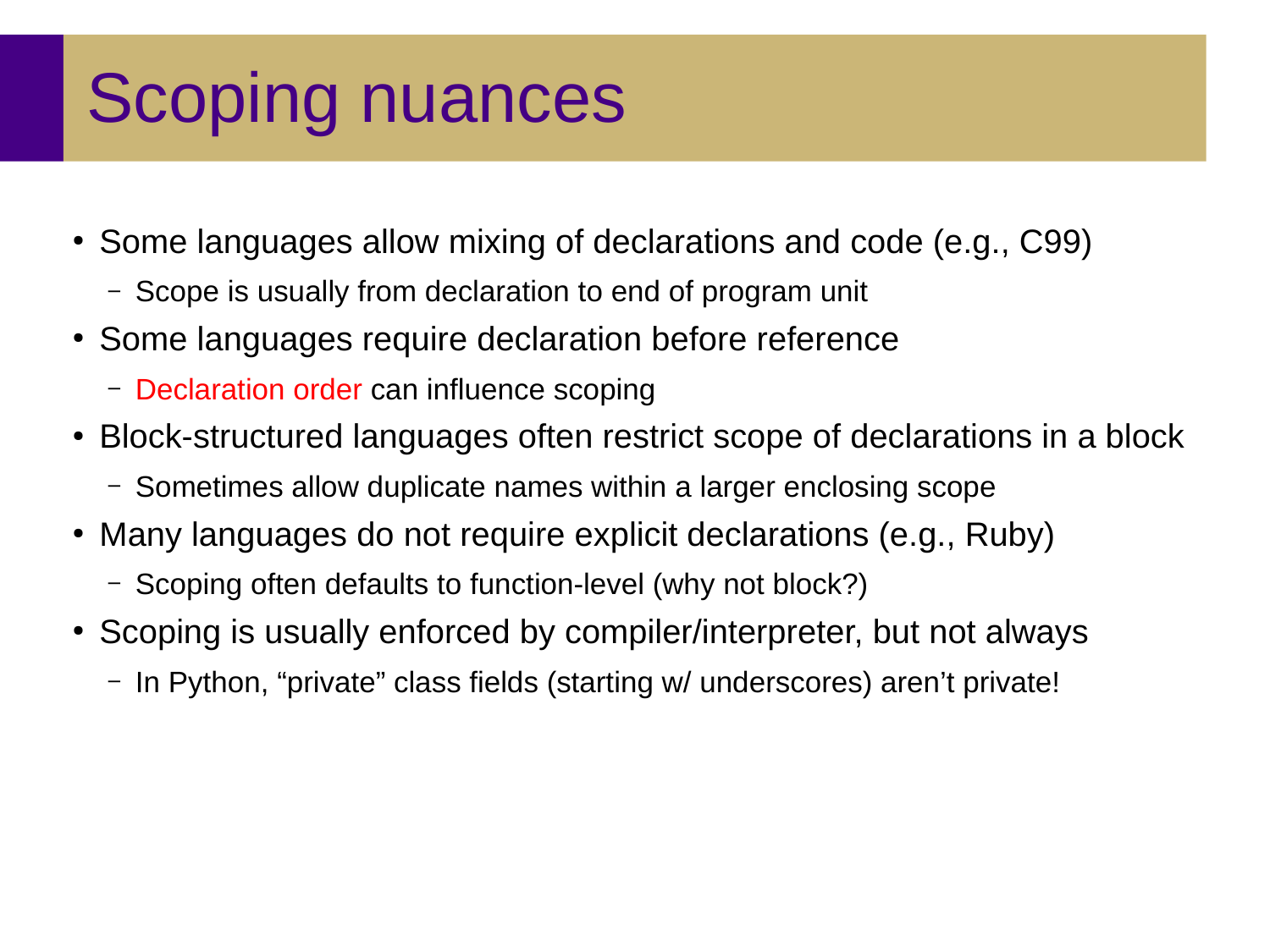# Scoping nuances

- Some languages allow mixing of declarations and code (e.g., C99)
  - Scope is usually from declaration to end of program unit
- Some languages require declaration before reference
  - Declaration order can influence scoping
- Block-structured languages often restrict scope of declarations in a block
  - Sometimes allow duplicate names within a larger enclosing scope
- Many languages do not require explicit declarations (e.g., Ruby)
  - Scoping often defaults to function-level (why not block?)
- Scoping is usually enforced by compiler/interpreter, but not always
  - In Python, “private” class fields (starting w/ underscores) aren’t private!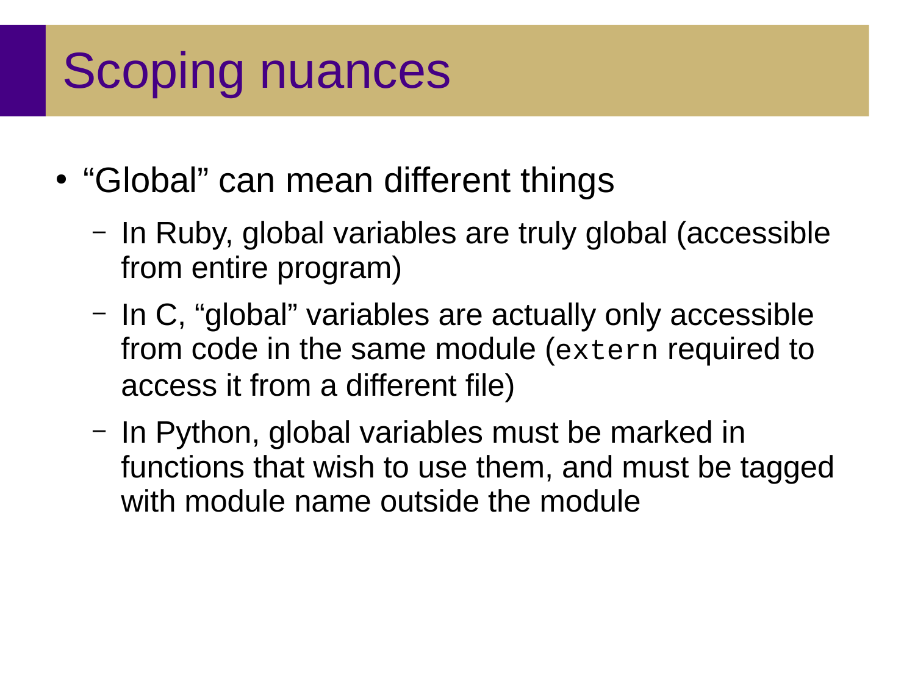# Scoping nuances

- "Global" can mean different things
  - In Ruby, global variables are truly global (accessible from entire program)
  - In C, "global" variables are actually only accessible from code in the same module (`extern` required to access it from a different file)
  - In Python, global variables must be marked in functions that wish to use them, and must be tagged with module name outside the module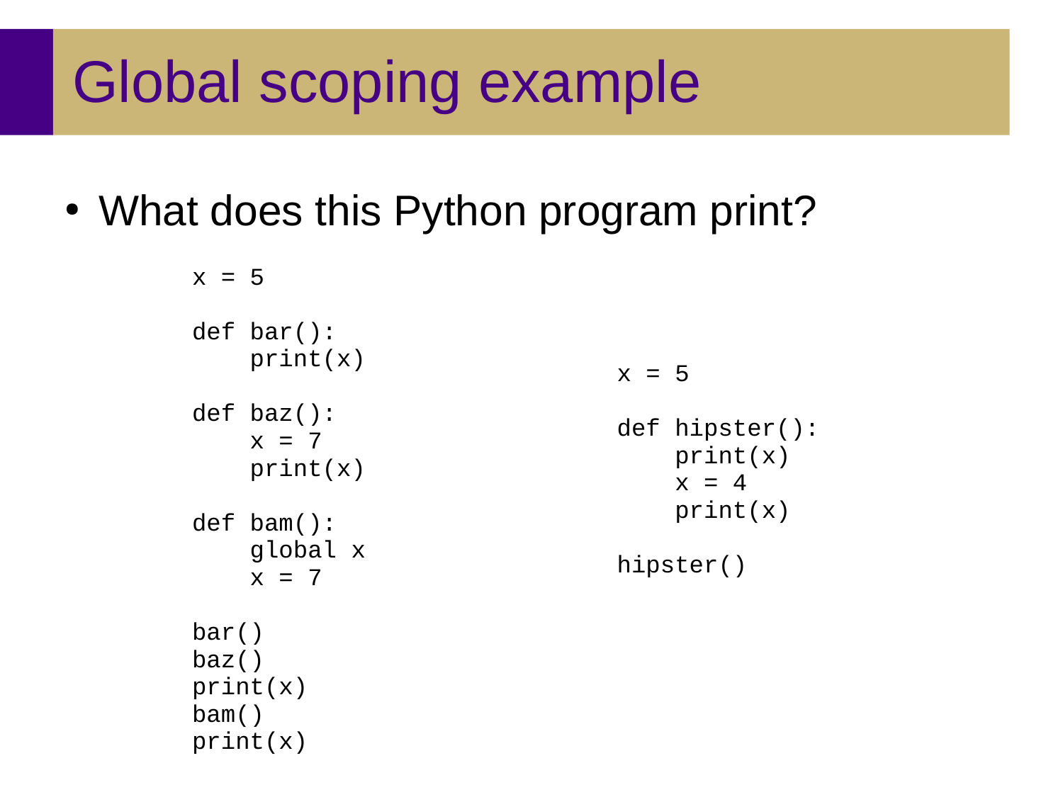# Global scoping example

- What does this Python program print?

```
x = 5

def bar():
    print(x)

def baz():
    x = 7
    print(x)

def bam():
    global x
    x = 7

bar()
baz()
print(x)
bam()
print(x)
```

```
x = 5

def hipster():
    print(x)
    x = 4
    print(x)

hipster()
```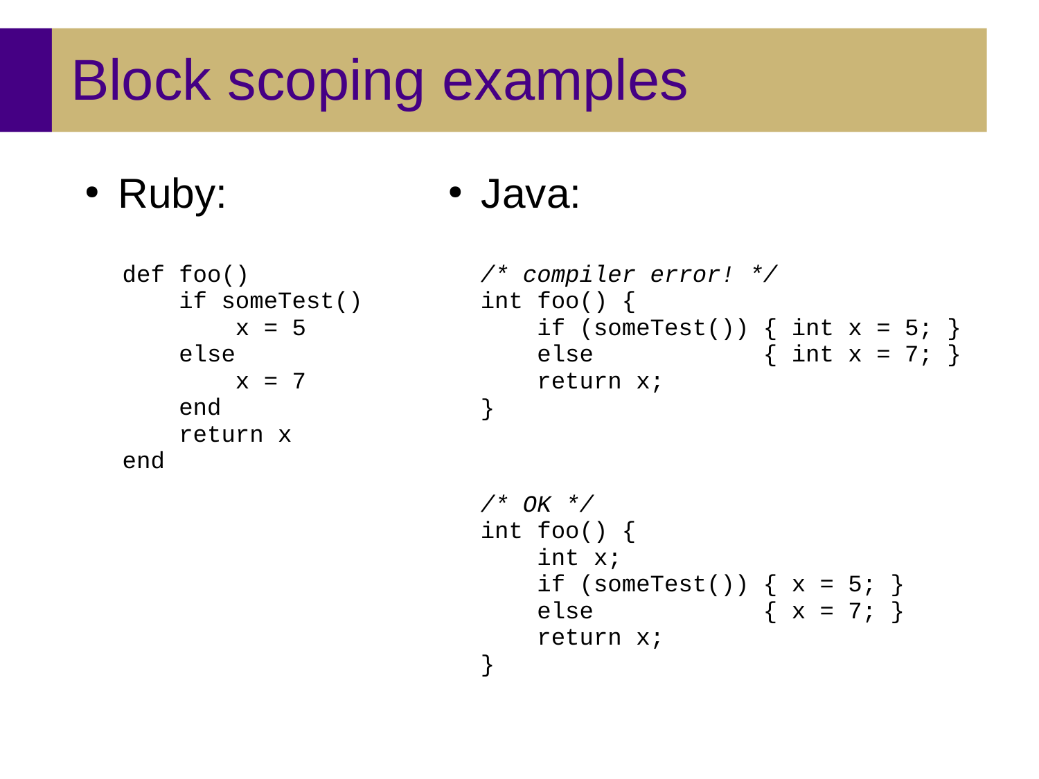# Block scoping examples

- Ruby:

```
def foo()
    if someTest()
        x = 5
    else
        x = 7
    end
    return x
end
```

- Java:

```
/* compiler error! */
int foo() {
    if (someTest()) { int x = 5; }
    else            { int x = 7; }
    return x;
}
```

```
/* OK */
int foo() {
    int x;
    if (someTest()) { x = 5; }
    else            { x = 7; }
    return x;
}
```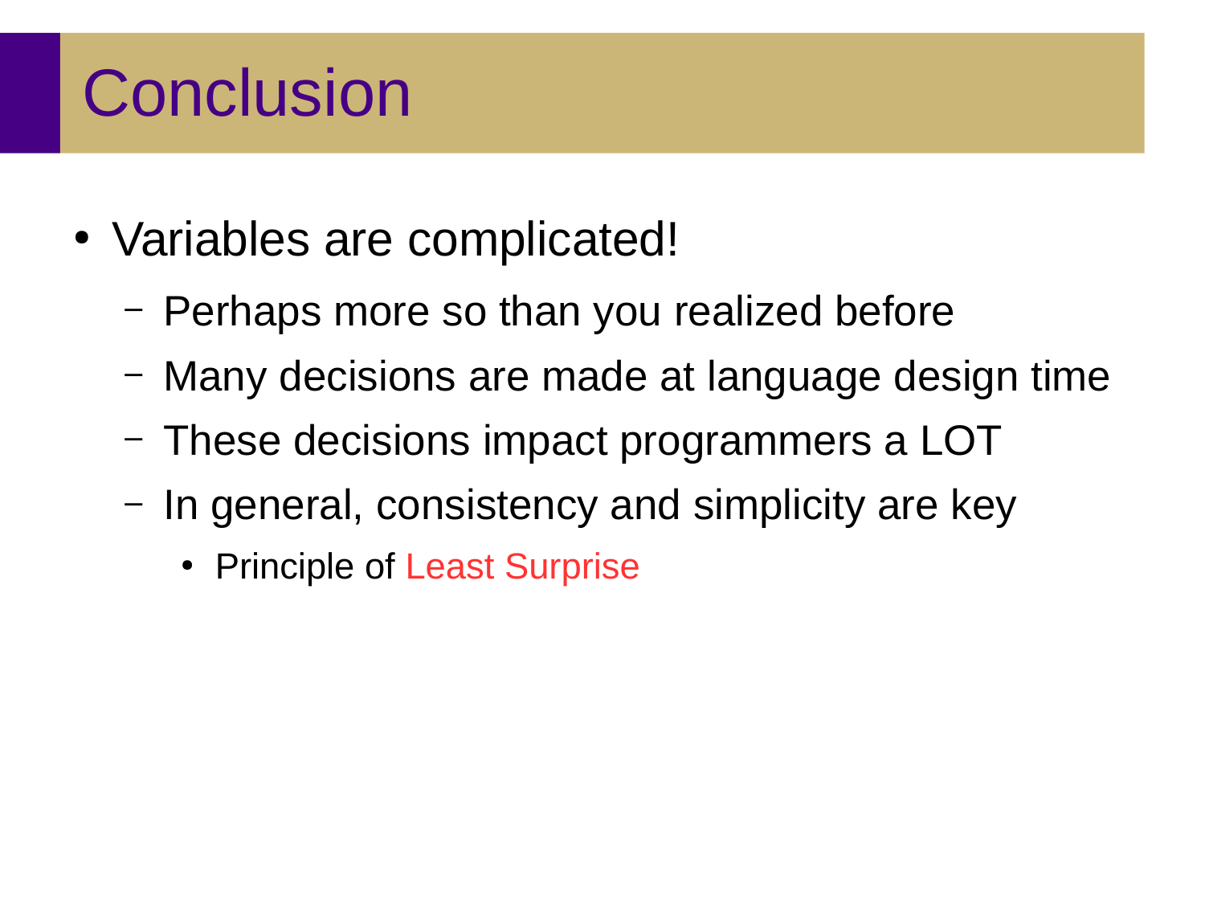# Conclusion

- Variables are complicated!
  - Perhaps more so than you realized before
  - Many decisions are made at language design time
  - These decisions impact programmers a LOT
  - In general, consistency and simplicity are key
    - Principle of Least Surprise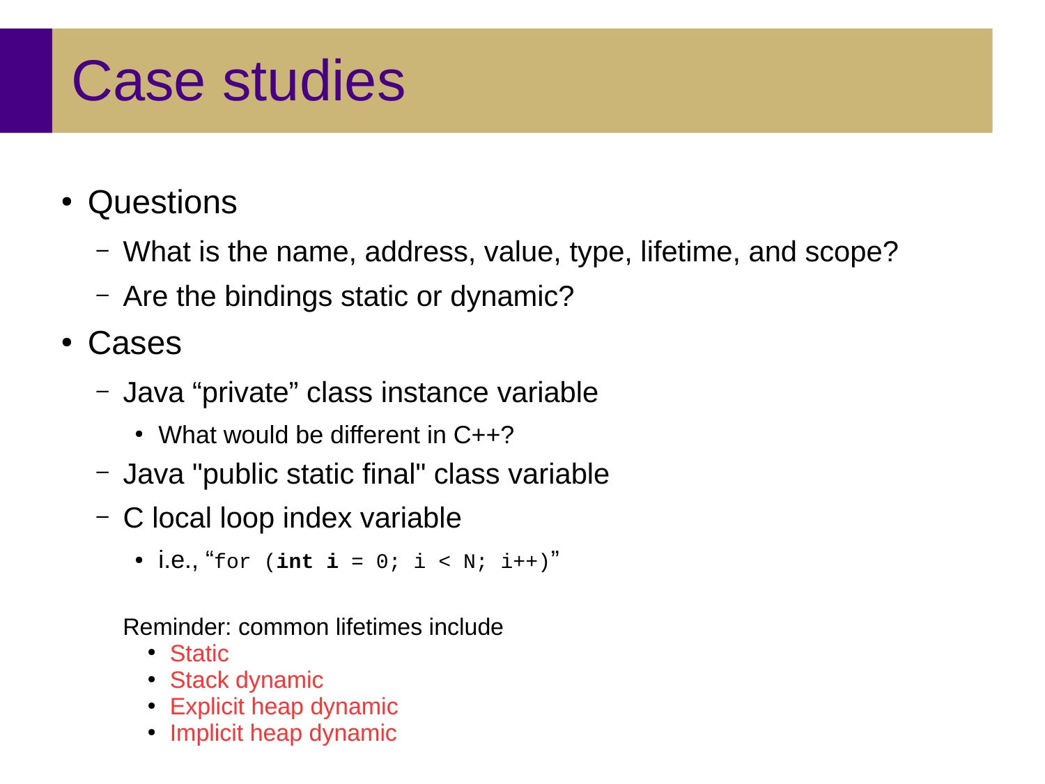# Case studies

- Questions
  - What is the name, address, value, type, lifetime, and scope?
  - Are the bindings static or dynamic?
- Cases
  - Java “private” class instance variable
    - What would be different in C++?
  - Java "public static final" class variable
  - C local loop index variable
    - i.e., “`for (int i = 0; i < N; i++)`”

Reminder: common lifetimes include

- Static
- Stack dynamic
- Explicit heap dynamic
- Implicit heap dynamic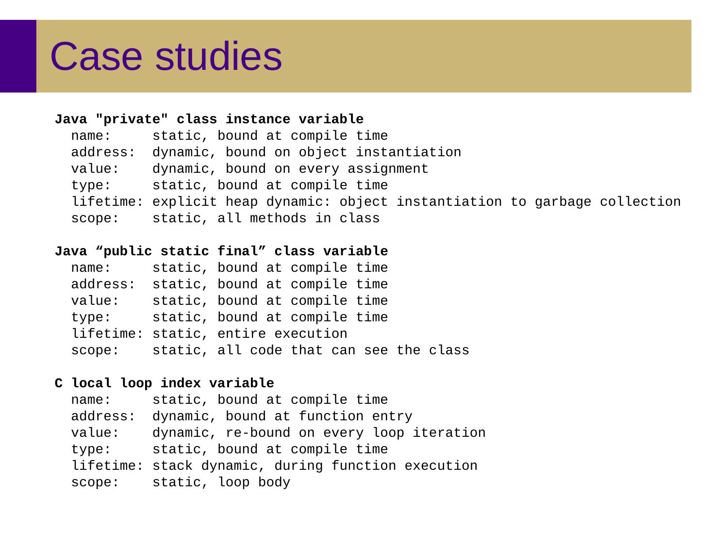# Case studies

```
Java "private" class instance variable
  name:     static, bound at compile time
  address:  dynamic, bound on object instantiation
  value:    dynamic, bound on every assignment
  type:     static, bound at compile time
  lifetime: explicit heap dynamic: object instantiation to garbage collection
  scope:    static, all methods in class

Java “public static final” class variable
  name:     static, bound at compile time
  address:  static, bound at compile time
  value:    static, bound at compile time
  type:     static, bound at compile time
  lifetime: static, entire execution
  scope:    static, all code that can see the class

C local loop index variable
  name:     static, bound at compile time
  address:  dynamic, bound at function entry
  value:    dynamic, re-bound on every loop iteration
  type:     static, bound at compile time
  lifetime: stack dynamic, during function execution
  scope:    static, loop body
```